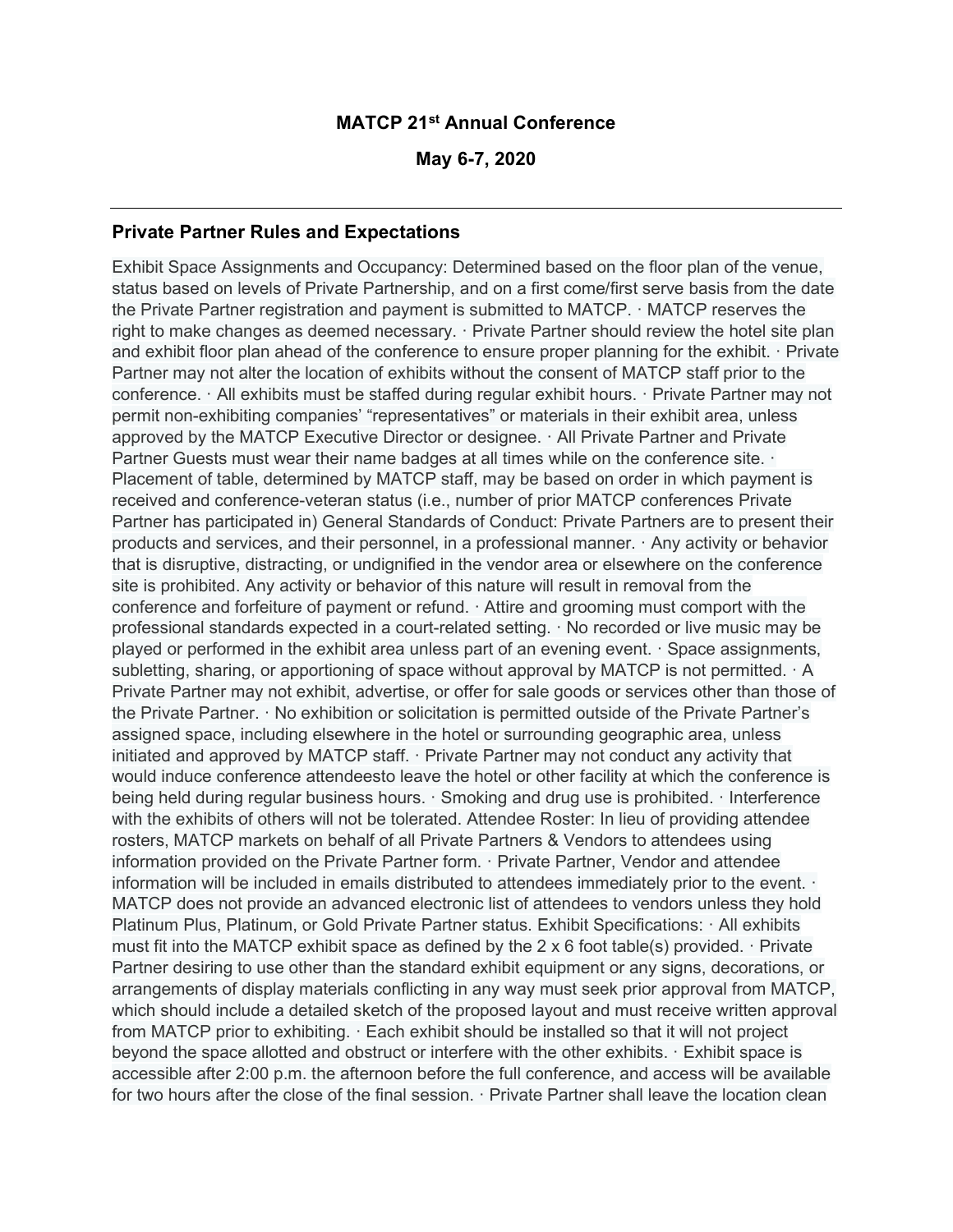**MATCP 21st Annual Conference**

**May 6-7, 2020**

---

## Private Partner Rules and Expectations

Exhibit Space Assignments and Occupancy: Determined based on the floor plan of the venue, status based on levels of Private Partnership, and on a first come/first serve basis from the date the Private Partner registration and payment is submitted to MATCP. · MATCP reserves the right to make changes as deemed necessary. · Private Partner should review the hotel site plan and exhibit floor plan ahead of the conference to ensure proper planning for the exhibit. · Private Partner may not alter the location of exhibits without the consent of MATCP staff prior to the conference. · All exhibits must be staffed during regular exhibit hours. · Private Partner may not permit non-exhibiting companies' "representatives" or materials in their exhibit area, unless approved by the MATCP Executive Director or designee. · All Private Partner and Private Partner Guests must wear their name badges at all times while on the conference site. · Placement of table, determined by MATCP staff, may be based on order in which payment is received and conference-veteran status (i.e., number of prior MATCP conferences Private Partner has participated in) General Standards of Conduct: Private Partners are to present their products and services, and their personnel, in a professional manner. · Any activity or behavior that is disruptive, distracting, or undignified in the vendor area or elsewhere on the conference site is prohibited. Any activity or behavior of this nature will result in removal from the conference and forfeiture of payment or refund. · Attire and grooming must comport with the professional standards expected in a court-related setting. · No recorded or live music may be played or performed in the exhibit area unless part of an evening event. · Space assignments, subletting, sharing, or apportioning of space without approval by MATCP is not permitted. · A Private Partner may not exhibit, advertise, or offer for sale goods or services other than those of the Private Partner. · No exhibition or solicitation is permitted outside of the Private Partner's assigned space, including elsewhere in the hotel or surrounding geographic area, unless initiated and approved by MATCP staff. · Private Partner may not conduct any activity that would induce conference attendeesto leave the hotel or other facility at which the conference is being held during regular business hours. · Smoking and drug use is prohibited. · Interference with the exhibits of others will not be tolerated. Attendee Roster: In lieu of providing attendee rosters, MATCP markets on behalf of all Private Partners & Vendors to attendees using information provided on the Private Partner form. · Private Partner, Vendor and attendee information will be included in emails distributed to attendees immediately prior to the event. · MATCP does not provide an advanced electronic list of attendees to vendors unless they hold Platinum Plus, Platinum, or Gold Private Partner status. Exhibit Specifications: · All exhibits must fit into the MATCP exhibit space as defined by the 2 x 6 foot table(s) provided. · Private Partner desiring to use other than the standard exhibit equipment or any signs, decorations, or arrangements of display materials conflicting in any way must seek prior approval from MATCP, which should include a detailed sketch of the proposed layout and must receive written approval from MATCP prior to exhibiting. · Each exhibit should be installed so that it will not project beyond the space allotted and obstruct or interfere with the other exhibits. · Exhibit space is accessible after 2:00 p.m. the afternoon before the full conference, and access will be available for two hours after the close of the final session. · Private Partner shall leave the location clean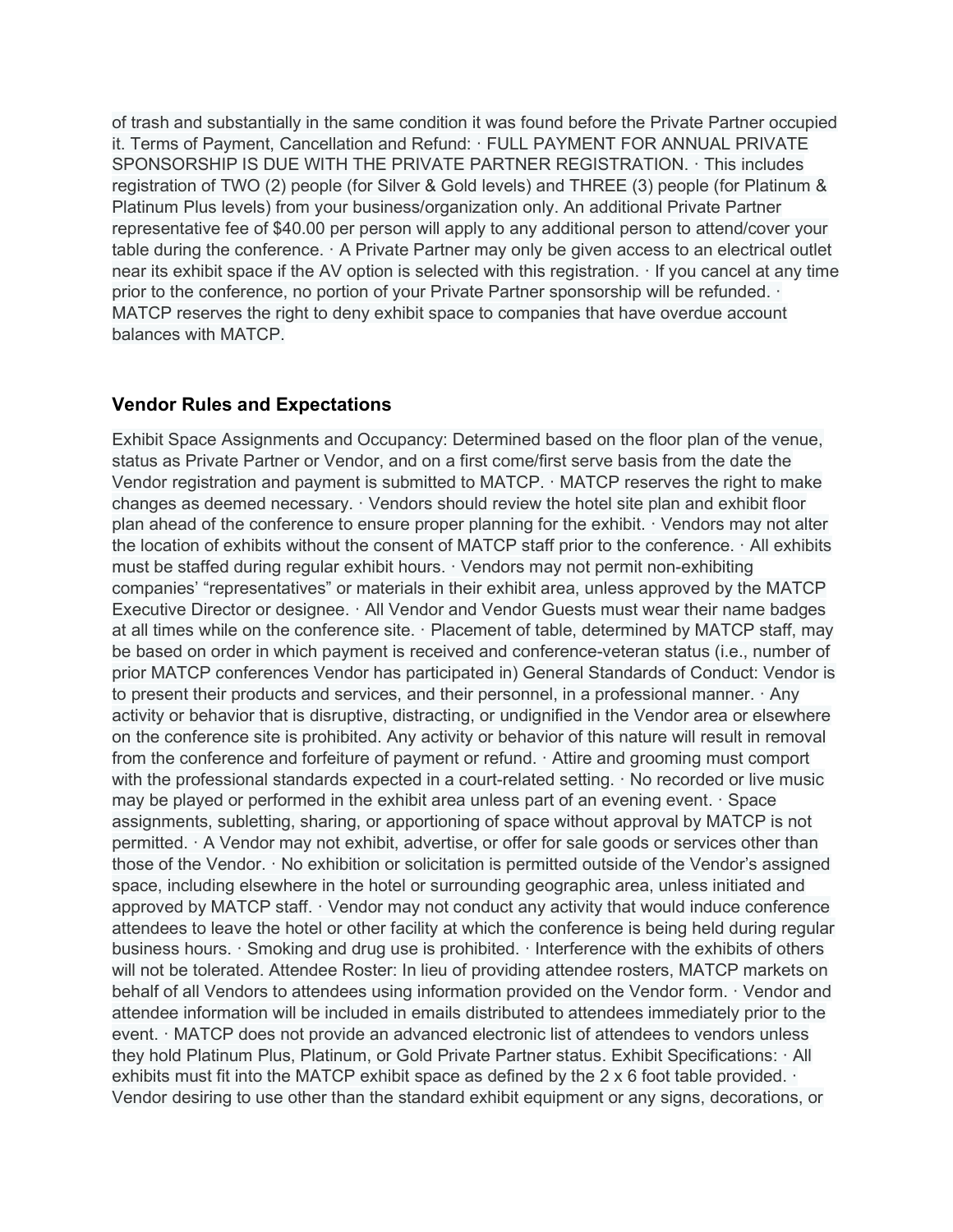of trash and substantially in the same condition it was found before the Private Partner occupied it. Terms of Payment, Cancellation and Refund: · FULL PAYMENT FOR ANNUAL PRIVATE SPONSORSHIP IS DUE WITH THE PRIVATE PARTNER REGISTRATION. · This includes registration of TWO (2) people (for Silver & Gold levels) and THREE (3) people (for Platinum & Platinum Plus levels) from your business/organization only. An additional Private Partner representative fee of $40.00 per person will apply to any additional person to attend/cover your table during the conference. · A Private Partner may only be given access to an electrical outlet near its exhibit space if the AV option is selected with this registration. · If you cancel at any time prior to the conference, no portion of your Private Partner sponsorship will be refunded. · MATCP reserves the right to deny exhibit space to companies that have overdue account balances with MATCP.

### Vendor Rules and Expectations

Exhibit Space Assignments and Occupancy: Determined based on the floor plan of the venue, status as Private Partner or Vendor, and on a first come/first serve basis from the date the Vendor registration and payment is submitted to MATCP. · MATCP reserves the right to make changes as deemed necessary. · Vendors should review the hotel site plan and exhibit floor plan ahead of the conference to ensure proper planning for the exhibit. · Vendors may not alter the location of exhibits without the consent of MATCP staff prior to the conference. · All exhibits must be staffed during regular exhibit hours. · Vendors may not permit non-exhibiting companies' "representatives" or materials in their exhibit area, unless approved by the MATCP Executive Director or designee. · All Vendor and Vendor Guests must wear their name badges at all times while on the conference site. · Placement of table, determined by MATCP staff, may be based on order in which payment is received and conference-veteran status (i.e., number of prior MATCP conferences Vendor has participated in) General Standards of Conduct: Vendor is to present their products and services, and their personnel, in a professional manner. · Any activity or behavior that is disruptive, distracting, or undignified in the Vendor area or elsewhere on the conference site is prohibited. Any activity or behavior of this nature will result in removal from the conference and forfeiture of payment or refund. · Attire and grooming must comport with the professional standards expected in a court-related setting. · No recorded or live music may be played or performed in the exhibit area unless part of an evening event. · Space assignments, subletting, sharing, or apportioning of space without approval by MATCP is not permitted. · A Vendor may not exhibit, advertise, or offer for sale goods or services other than those of the Vendor. · No exhibition or solicitation is permitted outside of the Vendor's assigned space, including elsewhere in the hotel or surrounding geographic area, unless initiated and approved by MATCP staff. · Vendor may not conduct any activity that would induce conference attendees to leave the hotel or other facility at which the conference is being held during regular business hours. · Smoking and drug use is prohibited. · Interference with the exhibits of others will not be tolerated. Attendee Roster: In lieu of providing attendee rosters, MATCP markets on behalf of all Vendors to attendees using information provided on the Vendor form. · Vendor and attendee information will be included in emails distributed to attendees immediately prior to the event. · MATCP does not provide an advanced electronic list of attendees to vendors unless they hold Platinum Plus, Platinum, or Gold Private Partner status. Exhibit Specifications: · All exhibits must fit into the MATCP exhibit space as defined by the 2 x 6 foot table provided. · Vendor desiring to use other than the standard exhibit equipment or any signs, decorations, or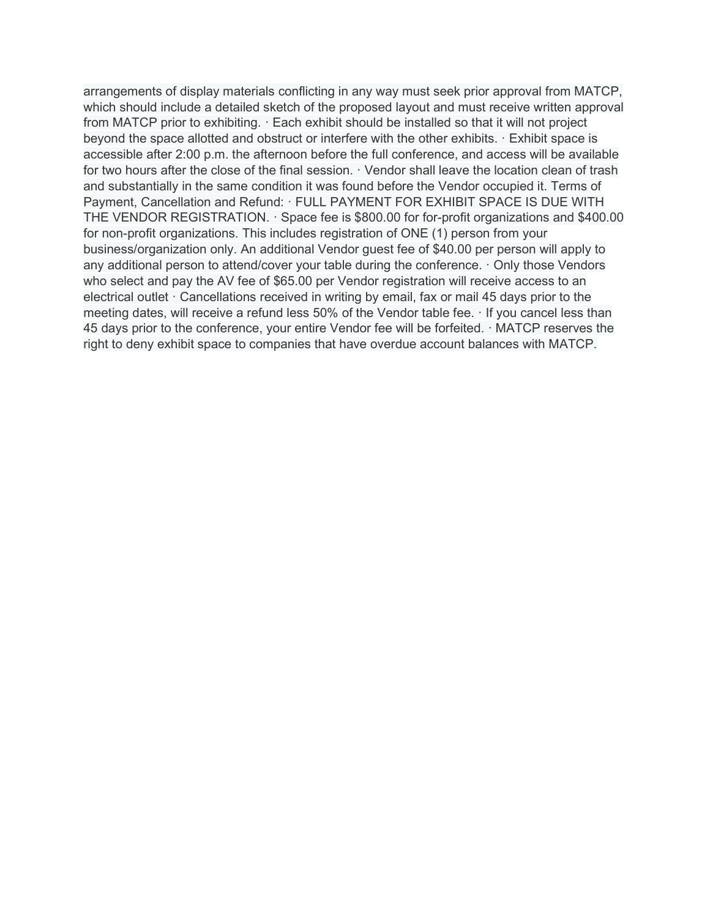arrangements of display materials conflicting in any way must seek prior approval from MATCP, which should include a detailed sketch of the proposed layout and must receive written approval from MATCP prior to exhibiting. · Each exhibit should be installed so that it will not project beyond the space allotted and obstruct or interfere with the other exhibits. · Exhibit space is accessible after 2:00 p.m. the afternoon before the full conference, and access will be available for two hours after the close of the final session. · Vendor shall leave the location clean of trash and substantially in the same condition it was found before the Vendor occupied it. Terms of Payment, Cancellation and Refund: · FULL PAYMENT FOR EXHIBIT SPACE IS DUE WITH THE VENDOR REGISTRATION. · Space fee is $800.00 for for-profit organizations and $400.00 for non-profit organizations. This includes registration of ONE (1) person from your business/organization only. An additional Vendor guest fee of $40.00 per person will apply to any additional person to attend/cover your table during the conference. · Only those Vendors who select and pay the AV fee of $65.00 per Vendor registration will receive access to an electrical outlet · Cancellations received in writing by email, fax or mail 45 days prior to the meeting dates, will receive a refund less 50% of the Vendor table fee. · If you cancel less than 45 days prior to the conference, your entire Vendor fee will be forfeited. · MATCP reserves the right to deny exhibit space to companies that have overdue account balances with MATCP.